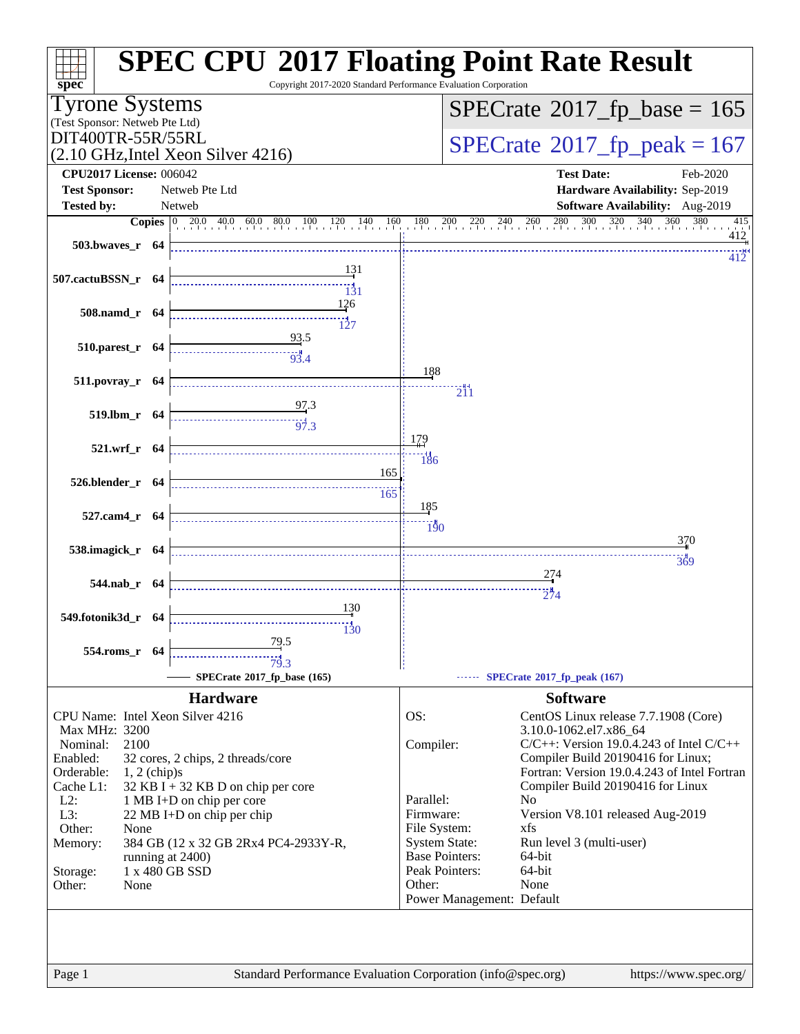# SPEC CPU 2017 Floating Point Rate Result

Copyright 2017-2020 Standard Performance Evaluation Corporation

**Tyrone Systems**
(Test Sponsor: Netweb Pte Ltd)
DIT400TR-55R/55RL
(2.10 GHz,Intel Xeon Silver 4216)

**SPECrate 2017_fp_base = 165**

**SPECrate 2017_fp_peak = 167**

| | | | |
|---|---|---|---|
| **CPU2017 License:** | 006042 | **Test Date:** | Feb-2020 |
| **Test Sponsor:** | Netweb Pte Ltd | **Hardware Availability:** | Sep-2019 |
| **Tested by:** | Netweb | **Software Availability:** | Aug-2019 |

| Benchmark | Copies | Base | Peak |
|---|---|---|---|
| 503.bwaves_r | 64 | 412 | 412 |
| 507.cactuBSSN_r | 64 | 131 | 131 |
| 508.namd_r | 64 | 126 | 127 |
| 510.parest_r | 64 | 93.5 | 93.4 |
| 511.povray_r | 64 | 188 | 211 |
| 519.lbm_r | 64 | 97.3 | 97.3 |
| 521.wrf_r | 64 | 179 | 186 |
| 526.blender_r | 64 | 165 | 165 |
| 527.cam4_r | 64 | 185 | 190 |
| 538.imagick_r | 64 | 370 | 369 |
| 544.nab_r | 64 | 274 | 274 |
| 549.fotonik3d_r | 64 | 130 | 130 |
| 554.roms_r | 64 | 79.5 | 79.3 |

SPECrate 2017_fp_base (165) — SPECrate 2017_fp_peak (167)

## Hardware

| | |
|---|---|
| CPU Name: | Intel Xeon Silver 4216 |
| Max MHz: | 3200 |
| Nominal: | 2100 |
| Enabled: | 32 cores, 2 chips, 2 threads/core |
| Orderable: | 1, 2 (chip)s |
| Cache L1: | 32 KB I + 32 KB D on chip per core |
| L2: | 1 MB I+D on chip per core |
| L3: | 22 MB I+D on chip per chip |
| Other: | None |
| Memory: | 384 GB (12 x 32 GB 2Rx4 PC4-2933Y-R, running at 2400) |
| Storage: | 1 x 480 GB SSD |
| Other: | None |

## Software

| | |
|---|---|
| OS: | CentOS Linux release 7.7.1908 (Core) 3.10.0-1062.el7.x86_64 |
| Compiler: | C/C++: Version 19.0.4.243 of Intel C/C++ Compiler Build 20190416 for Linux; Fortran: Version 19.0.4.243 of Intel Fortran Compiler Build 20190416 for Linux |
| Parallel: | No |
| Firmware: | Version V8.101 released Aug-2019 |
| File System: | xfs |
| System State: | Run level 3 (multi-user) |
| Base Pointers: | 64-bit |
| Peak Pointers: | 64-bit |
| Other: | None |
| Power Management: | Default |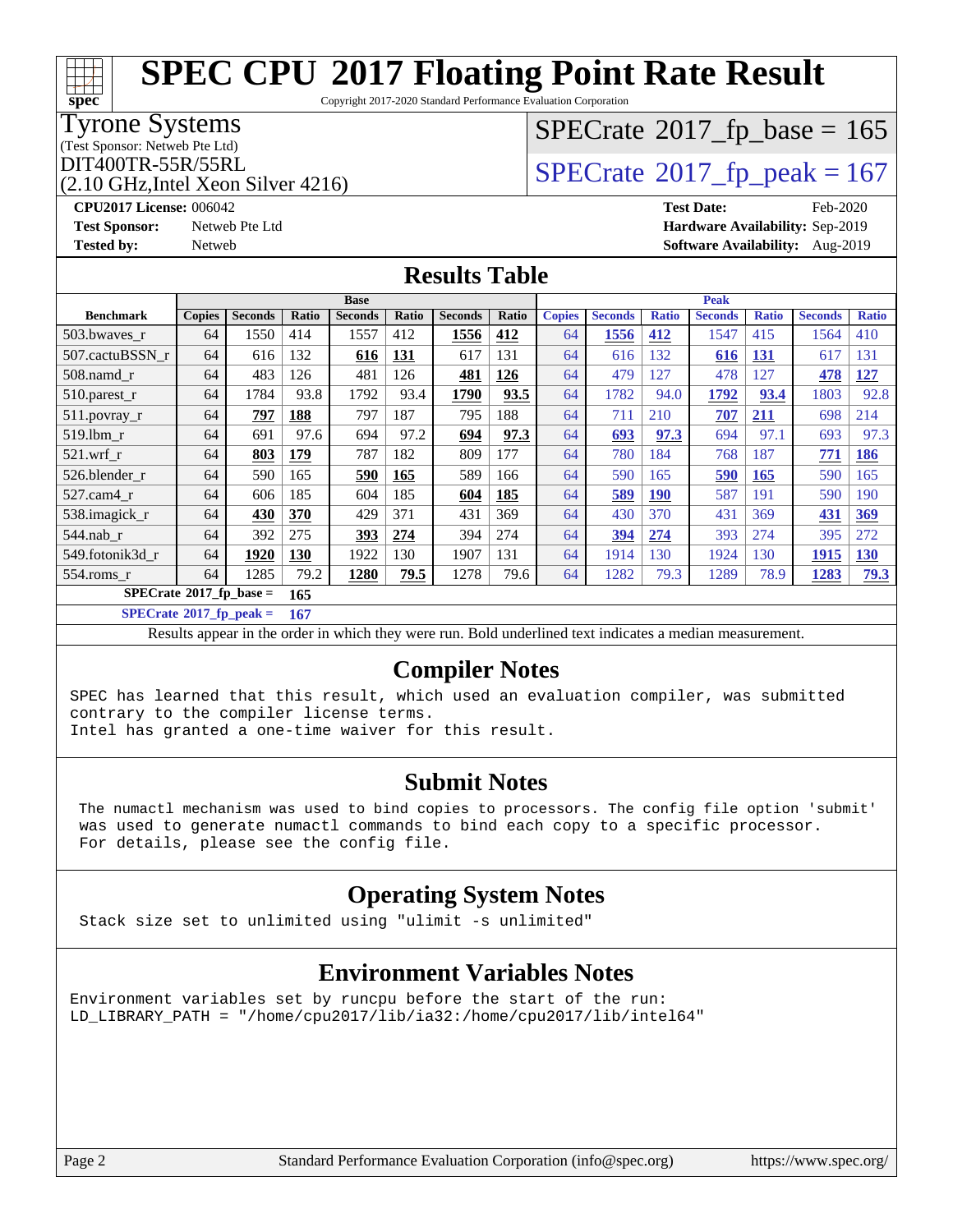# SPEC CPU 2017 Floating Point Rate Result

Copyright 2017-2020 Standard Performance Evaluation Corporation

**Tyrone Systems**
(Test Sponsor: Netweb Pte Ltd)
DIT400TR-55R/55RL
(2.10 GHz,Intel Xeon Silver 4216)

SPECrate 2017_fp_base = 165
SPECrate 2017_fp_peak = 167

**CPU2017 License:** 006042
**Test Sponsor:** Netweb Pte Ltd
**Tested by:** Netweb

**Test Date:** Feb-2020
**Hardware Availability:** Sep-2019
**Software Availability:** Aug-2019

## Results Table

| Benchmark | Base | | | | | | | Peak | | | | | | |
|---|---|---|---|---|---|---|---|---|---|---|---|---|---|---|
| | Copies | Seconds | Ratio | Seconds | Ratio | Seconds | Ratio | Copies | Seconds | Ratio | Seconds | Ratio | Seconds | Ratio |
| 503.bwaves_r | 64 | 1550 | 414 | 1557 | 412 | **1556** | **412** | 64 | **1556** | **412** | 1547 | 415 | 1564 | 410 |
| 507.cactuBSSN_r | 64 | 616 | 132 | **616** | **131** | 617 | 131 | 64 | 616 | 132 | **616** | **131** | 617 | 131 |
| 508.namd_r | 64 | 483 | 126 | 481 | 126 | **481** | **126** | 64 | 479 | 127 | 478 | 127 | **478** | **127** |
| 510.parest_r | 64 | 1784 | 93.8 | 1792 | 93.4 | **1790** | **93.5** | 64 | 1782 | 94.0 | **1792** | **93.4** | 1803 | 92.8 |
| 511.povray_r | 64 | **797** | **188** | 797 | 187 | 795 | 188 | 64 | 711 | 210 | **707** | **211** | 698 | 214 |
| 519.lbm_r | 64 | 691 | 97.6 | 694 | 97.2 | **694** | **97.3** | 64 | **693** | **97.3** | 694 | 97.1 | 693 | 97.3 |
| 521.wrf_r | 64 | **803** | **179** | 787 | 182 | 809 | 177 | 64 | 780 | 184 | 768 | 187 | **771** | **186** |
| 526.blender_r | 64 | 590 | 165 | **590** | **165** | 589 | 166 | 64 | 590 | 165 | **590** | **165** | 590 | 165 |
| 527.cam4_r | 64 | 606 | 185 | 604 | 185 | **604** | **185** | 64 | **589** | **190** | 587 | 191 | 590 | 190 |
| 538.imagick_r | 64 | **430** | **370** | 429 | 371 | 431 | 369 | 64 | 430 | 370 | 431 | 369 | **431** | **369** |
| 544.nab_r | 64 | 392 | 275 | **393** | **274** | 394 | 274 | 64 | **394** | **274** | 393 | 274 | 395 | 272 |
| 549.fotonik3d_r | 64 | **1920** | **130** | 1922 | 130 | 1907 | 131 | 64 | 1914 | 130 | 1924 | 130 | **1915** | **130** |
| 554.roms_r | 64 | 1285 | 79.2 | **1280** | **79.5** | 1278 | 79.6 | 64 | 1282 | 79.3 | 1289 | 78.9 | **1283** | **79.3** |

SPECrate 2017_fp_base = **165**

SPECrate 2017_fp_peak = **167**

Results appear in the order in which they were run. Bold underlined text indicates a median measurement.

## Compiler Notes

```
SPEC has learned that this result, which used an evaluation compiler, was submitted
contrary to the compiler license terms.
Intel has granted a one-time waiver for this result.
```

## Submit Notes

```
The numactl mechanism was used to bind copies to processors. The config file option 'submit'
was used to generate numactl commands to bind each copy to a specific processor.
For details, please see the config file.
```

## Operating System Notes

```
Stack size set to unlimited using "ulimit -s unlimited"
```

## Environment Variables Notes

```
Environment variables set by runcpu before the start of the run:
LD_LIBRARY_PATH = "/home/cpu2017/lib/ia32:/home/cpu2017/lib/intel64"
```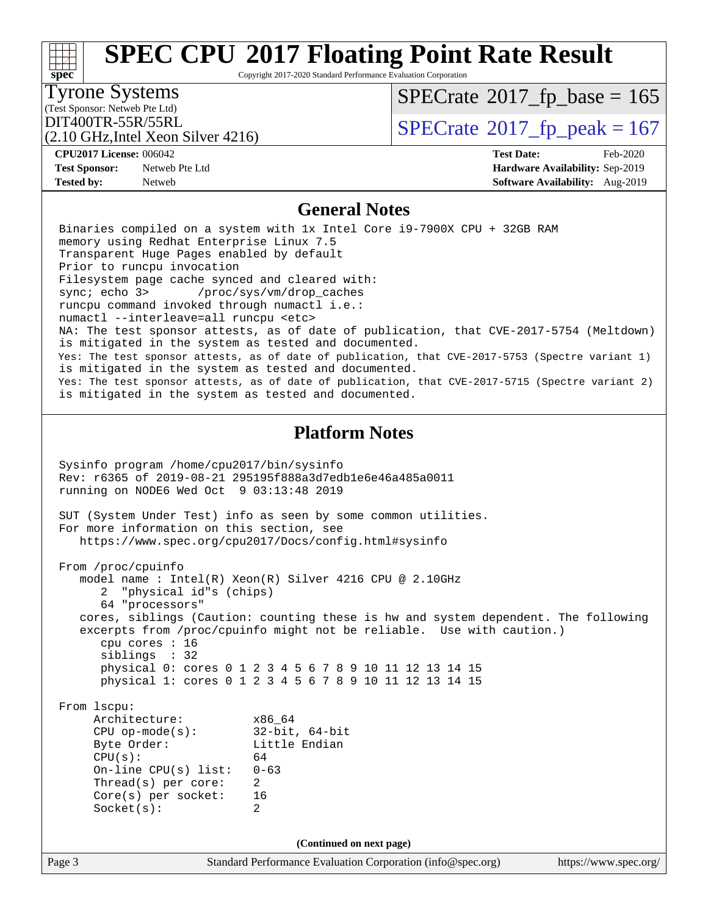# SPEC CPU 2017 Floating Point Rate Result

Copyright 2017-2020 Standard Performance Evaluation Corporation

**Tyrone Systems**
(Test Sponsor: Netweb Pte Ltd)
DIT400TR-55R/55RL
(2.10 GHz,Intel Xeon Silver 4216)

SPECrate 2017_fp_base = 165
SPECrate 2017_fp_peak = 167

**CPU2017 License:** 006042
**Test Sponsor:** Netweb Pte Ltd
**Tested by:** Netweb

**Test Date:** Feb-2020
**Hardware Availability:** Sep-2019
**Software Availability:** Aug-2019

## General Notes

```
Binaries compiled on a system with 1x Intel Core i9-7900X CPU + 32GB RAM
memory using Redhat Enterprise Linux 7.5
Transparent Huge Pages enabled by default
Prior to runcpu invocation
Filesystem page cache synced and cleared with:
sync; echo 3>       /proc/sys/vm/drop_caches
runcpu command invoked through numactl i.e.:
numactl --interleave=all runcpu <etc>
NA: The test sponsor attests, as of date of publication, that CVE-2017-5754 (Meltdown)
is mitigated in the system as tested and documented.
Yes: The test sponsor attests, as of date of publication, that CVE-2017-5753 (Spectre variant 1)
is mitigated in the system as tested and documented.
Yes: The test sponsor attests, as of date of publication, that CVE-2017-5715 (Spectre variant 2)
is mitigated in the system as tested and documented.
```

## Platform Notes

```
Sysinfo program /home/cpu2017/bin/sysinfo
Rev: r6365 of 2019-08-21 295195f888a3d7edb1e6e46a485a0011
running on NODE6 Wed Oct  9 03:13:48 2019

SUT (System Under Test) info as seen by some common utilities.
For more information on this section, see
   https://www.spec.org/cpu2017/Docs/config.html#sysinfo

From /proc/cpuinfo
   model name : Intel(R) Xeon(R) Silver 4216 CPU @ 2.10GHz
      2  "physical id"s (chips)
      64 "processors"
   cores, siblings (Caution: counting these is hw and system dependent. The following
   excerpts from /proc/cpuinfo might not be reliable.  Use with caution.)
      cpu cores : 16
      siblings  : 32
      physical 0: cores 0 1 2 3 4 5 6 7 8 9 10 11 12 13 14 15
      physical 1: cores 0 1 2 3 4 5 6 7 8 9 10 11 12 13 14 15

From lscpu:
     Architecture:          x86_64
     CPU op-mode(s):        32-bit, 64-bit
     Byte Order:            Little Endian
     CPU(s):                64
     On-line CPU(s) list:   0-63
     Thread(s) per core:    2
     Core(s) per socket:    16
     Socket(s):             2
```

**(Continued on next page)**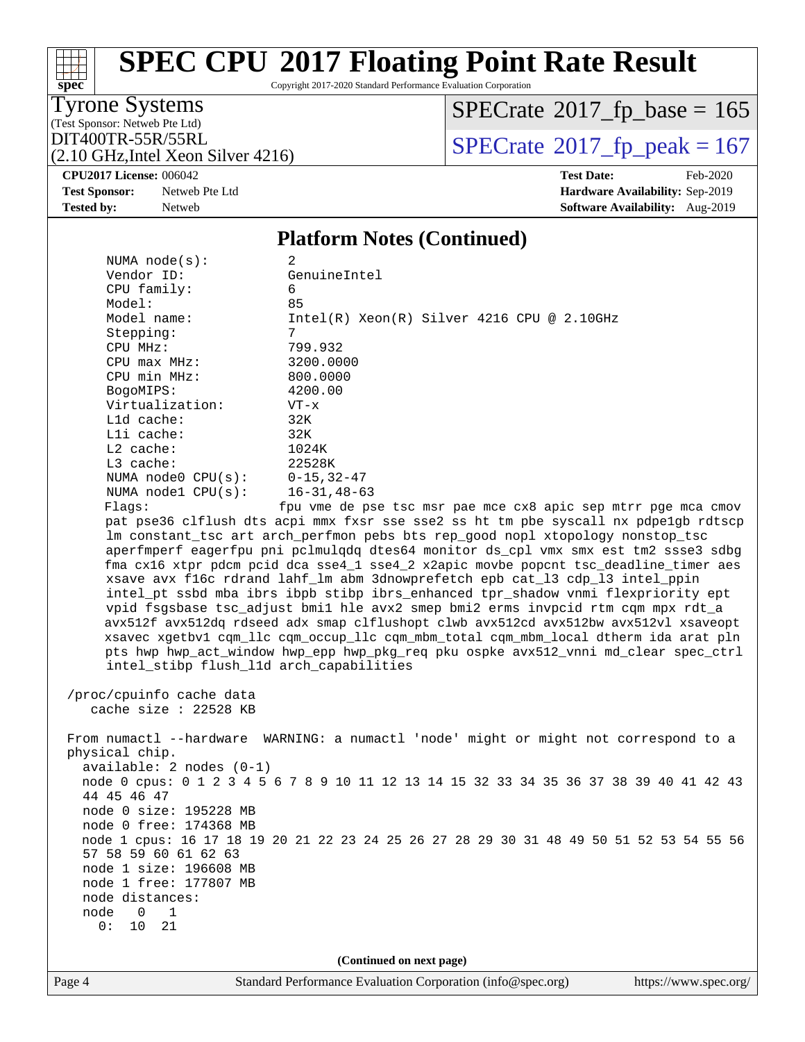## Platform Notes (Continued)

```
    NUMA node(s):          2
    Vendor ID:             GenuineIntel
    CPU family:            6
    Model:                 85
    Model name:            Intel(R) Xeon(R) Silver 4216 CPU @ 2.10GHz
    Stepping:              7
    CPU MHz:               799.932
    CPU max MHz:           3200.0000
    CPU min MHz:           800.0000
    BogoMIPS:              4200.00
    Virtualization:        VT-x
    L1d cache:             32K
    L1i cache:             32K
    L2 cache:              1024K
    L3 cache:              22528K
    NUMA node0 CPU(s):     0-15,32-47
    NUMA node1 CPU(s):     16-31,48-63
    Flags:                 fpu vme de pse tsc msr pae mce cx8 apic sep mtrr pge mca cmov
    pat pse36 clflush dts acpi mmx fxsr sse sse2 ss ht tm pbe syscall nx pdpe1gb rdtscp
    lm constant_tsc art arch_perfmon pebs bts rep_good nopl xtopology nonstop_tsc
    aperfmperf eagerfpu pni pclmulqdq dtes64 monitor ds_cpl vmx smx est tm2 ssse3 sdbg
    fma cx16 xtpr pdcm pcid dca sse4_1 sse4_2 x2apic movbe popcnt tsc_deadline_timer aes
    xsave avx f16c rdrand lahf_lm abm 3dnowprefetch epb cat_l3 cdp_l3 intel_ppin
    intel_pt ssbd mba ibrs ibpb stibp ibrs_enhanced tpr_shadow vnmi flexpriority ept
    vpid fsgsbase tsc_adjust bmi1 hle avx2 smep bmi2 erms invpcid rtm cqm mpx rdt_a
    avx512f avx512dq rdseed adx smap clflushopt clwb avx512cd avx512bw avx512vl xsaveopt
    xsavec xgetbv1 cqm_llc cqm_occup_llc cqm_mbm_total cqm_mbm_local dtherm ida arat pln
    pts hwp hwp_act_window hwp_epp hwp_pkg_req pku ospke avx512_vnni md_clear spec_ctrl
    intel_stibp flush_l1d arch_capabilities

 /proc/cpuinfo cache data
    cache size : 22528 KB

 From numactl --hardware  WARNING: a numactl 'node' might or might not correspond to a
 physical chip.
   available: 2 nodes (0-1)
   node 0 cpus: 0 1 2 3 4 5 6 7 8 9 10 11 12 13 14 15 32 33 34 35 36 37 38 39 40 41 42 43
   44 45 46 47
   node 0 size: 195228 MB
   node 0 free: 174368 MB
   node 1 cpus: 16 17 18 19 20 21 22 23 24 25 26 27 28 29 30 31 48 49 50 51 52 53 54 55 56
   57 58 59 60 61 62 63
   node 1 size: 196608 MB
   node 1 free: 177807 MB
   node distances:
   node   0   1
     0:  10  21
```

(Continued on next page)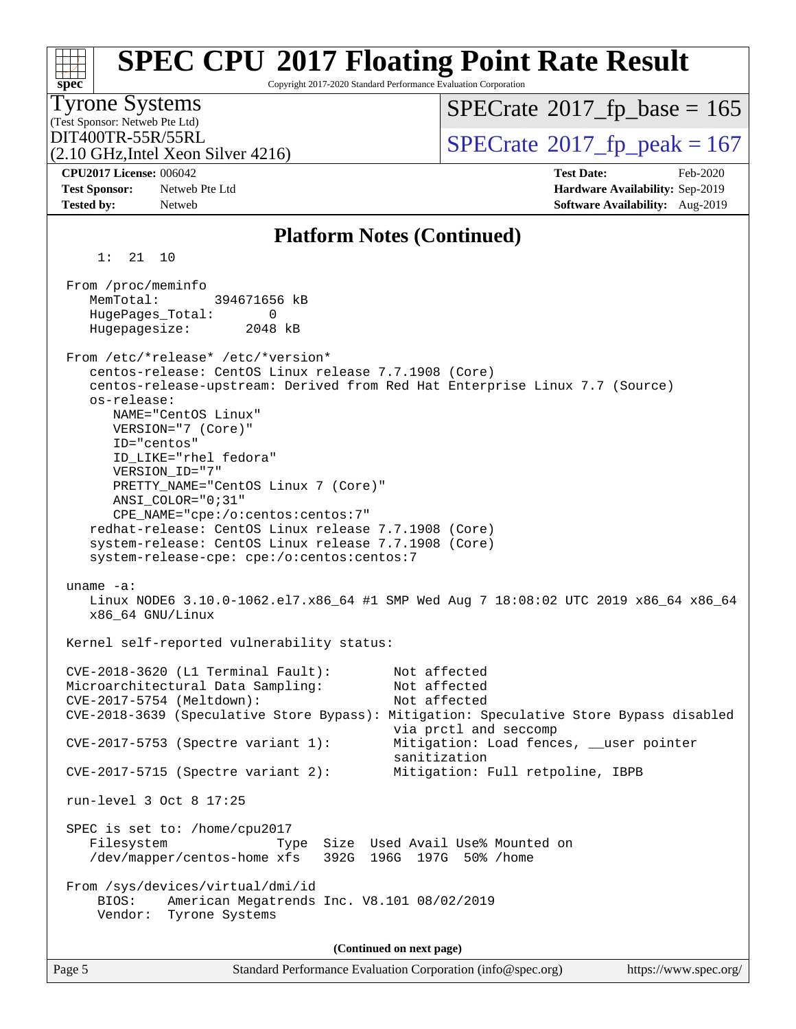# SPEC CPU 2017 Floating Point Rate Result

Copyright 2017-2020 Standard Performance Evaluation Corporation

**Tyrone Systems**
(Test Sponsor: Netweb Pte Ltd)
DIT400TR-55R/55RL
(2.10 GHz,Intel Xeon Silver 4216)

SPECrate 2017_fp_base = 165
SPECrate 2017_fp_peak = 167

**CPU2017 License:** 006042
**Test Sponsor:** Netweb Pte Ltd
**Tested by:** Netweb

**Test Date:** Feb-2020
**Hardware Availability:** Sep-2019
**Software Availability:** Aug-2019

## Platform Notes (Continued)

```
     1:  21  10

  From /proc/meminfo
     MemTotal:       394671656 kB
     HugePages_Total:       0
     Hugepagesize:       2048 kB

  From /etc/*release* /etc/*version*
     centos-release: CentOS Linux release 7.7.1908 (Core)
     centos-release-upstream: Derived from Red Hat Enterprise Linux 7.7 (Source)
     os-release:
        NAME="CentOS Linux"
        VERSION="7 (Core)"
        ID="centos"
        ID_LIKE="rhel fedora"
        VERSION_ID="7"
        PRETTY_NAME="CentOS Linux 7 (Core)"
        ANSI_COLOR="0;31"
        CPE_NAME="cpe:/o:centos:centos:7"
     redhat-release: CentOS Linux release 7.7.1908 (Core)
     system-release: CentOS Linux release 7.7.1908 (Core)
     system-release-cpe: cpe:/o:centos:centos:7

  uname -a:
     Linux NODE6 3.10.0-1062.el7.x86_64 #1 SMP Wed Aug 7 18:08:02 UTC 2019 x86_64 x86_64
     x86_64 GNU/Linux

  Kernel self-reported vulnerability status:

  CVE-2018-3620 (L1 Terminal Fault):        Not affected
  Microarchitectural Data Sampling:         Not affected
  CVE-2017-5754 (Meltdown):                 Not affected
  CVE-2018-3639 (Speculative Store Bypass): Mitigation: Speculative Store Bypass disabled
                                            via prctl and seccomp
  CVE-2017-5753 (Spectre variant 1):        Mitigation: Load fences, __user pointer
                                            sanitization
  CVE-2017-5715 (Spectre variant 2):        Mitigation: Full retpoline, IBPB

  run-level 3 Oct 8 17:25

  SPEC is set to: /home/cpu2017
     Filesystem               Type  Size  Used Avail Use% Mounted on
     /dev/mapper/centos-home xfs   392G  196G  197G  50% /home

  From /sys/devices/virtual/dmi/id
      BIOS:    American Megatrends Inc. V8.101 08/02/2019
      Vendor:  Tyrone Systems
```

(Continued on next page)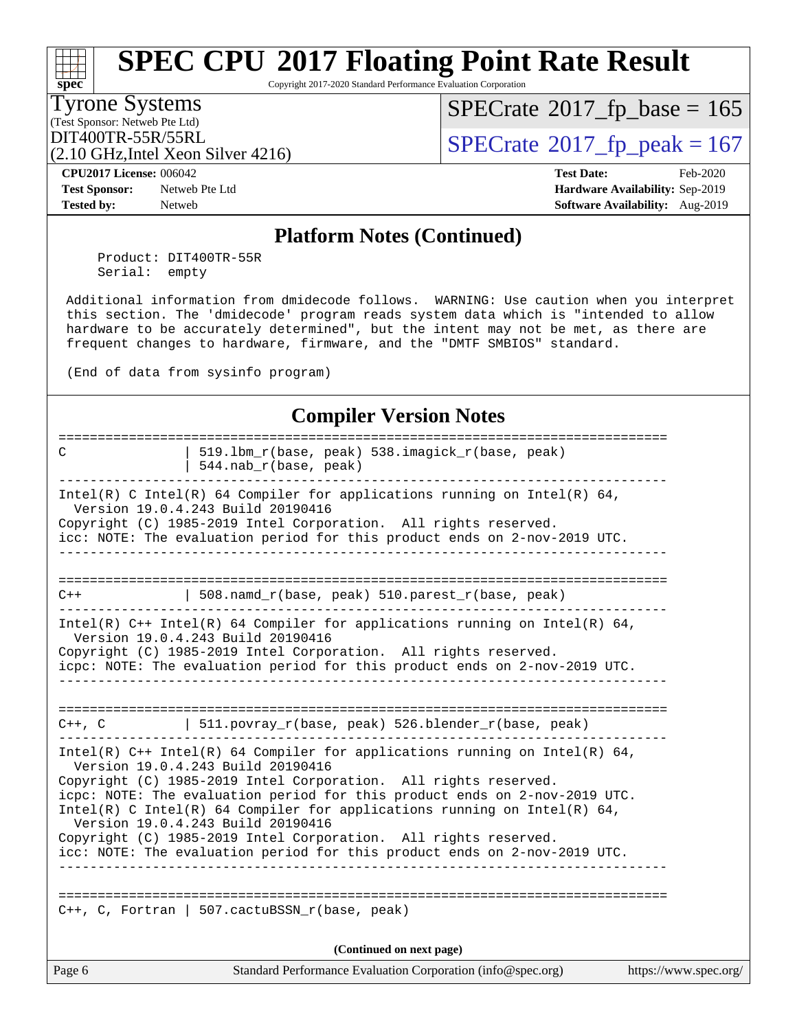# SPEC CPU 2017 Floating Point Rate Result

Copyright 2017-2020 Standard Performance Evaluation Corporation

**Tyrone Systems**
(Test Sponsor: Netweb Pte Ltd)
DIT400TR-55R/55RL
(2.10 GHz,Intel Xeon Silver 4216)

SPECrate 2017_fp_base = 165
SPECrate 2017_fp_peak = 167

**CPU2017 License:** 006042
**Test Sponsor:** Netweb Pte Ltd
**Tested by:** Netweb

**Test Date:** Feb-2020
**Hardware Availability:** Sep-2019
**Software Availability:** Aug-2019

## Platform Notes (Continued)

```
     Product: DIT400TR-55R
     Serial:  empty

 Additional information from dmidecode follows.  WARNING: Use caution when you interpret
 this section. The 'dmidecode' program reads system data which is "intended to allow
 hardware to be accurately determined", but the intent may not be met, as there are
 frequent changes to hardware, firmware, and the "DMTF SMBIOS" standard.

 (End of data from sysinfo program)
```

## Compiler Version Notes

```
==============================================================================
C               | 519.lbm_r(base, peak) 538.imagick_r(base, peak)
                | 544.nab_r(base, peak)
------------------------------------------------------------------------------
Intel(R) C Intel(R) 64 Compiler for applications running on Intel(R) 64,
  Version 19.0.4.243 Build 20190416
Copyright (C) 1985-2019 Intel Corporation.  All rights reserved.
icc: NOTE: The evaluation period for this product ends on 2-nov-2019 UTC.
------------------------------------------------------------------------------

==============================================================================
C++             | 508.namd_r(base, peak) 510.parest_r(base, peak)
------------------------------------------------------------------------------
Intel(R) C++ Intel(R) 64 Compiler for applications running on Intel(R) 64,
  Version 19.0.4.243 Build 20190416
Copyright (C) 1985-2019 Intel Corporation.  All rights reserved.
icpc: NOTE: The evaluation period for this product ends on 2-nov-2019 UTC.
------------------------------------------------------------------------------

==============================================================================
C++, C          | 511.povray_r(base, peak) 526.blender_r(base, peak)
------------------------------------------------------------------------------
Intel(R) C++ Intel(R) 64 Compiler for applications running on Intel(R) 64,
  Version 19.0.4.243 Build 20190416
Copyright (C) 1985-2019 Intel Corporation.  All rights reserved.
icpc: NOTE: The evaluation period for this product ends on 2-nov-2019 UTC.
Intel(R) C Intel(R) 64 Compiler for applications running on Intel(R) 64,
  Version 19.0.4.243 Build 20190416
Copyright (C) 1985-2019 Intel Corporation.  All rights reserved.
icc: NOTE: The evaluation period for this product ends on 2-nov-2019 UTC.
------------------------------------------------------------------------------

==============================================================================
C++, C, Fortran | 507.cactuBSSN_r(base, peak)
```

(Continued on next page)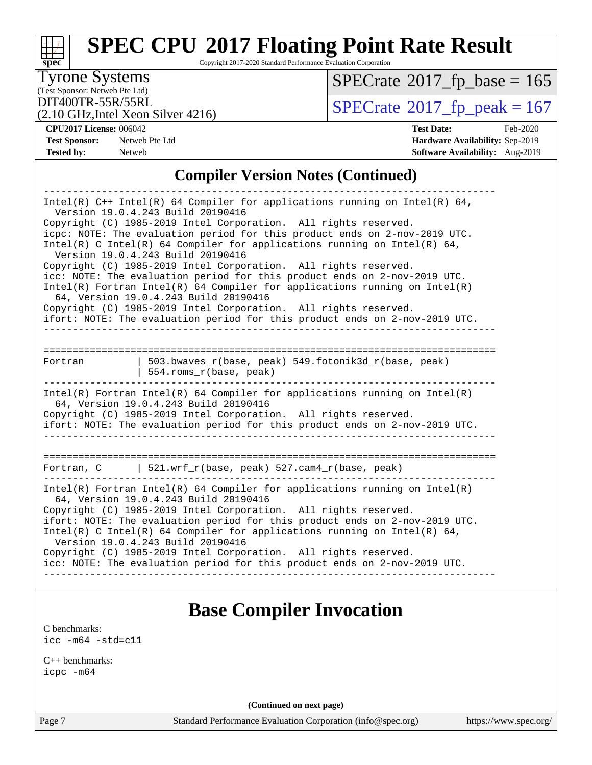# SPEC CPU 2017 Floating Point Rate Result

Copyright 2017-2020 Standard Performance Evaluation Corporation

Tyrone Systems
(Test Sponsor: Netweb Pte Ltd)
DIT400TR-55R/55RL
(2.10 GHz,Intel Xeon Silver 4216)

SPECrate 2017_fp_base = 165
SPECrate 2017_fp_peak = 167

**CPU2017 License:** 006042
**Test Sponsor:** Netweb Pte Ltd
**Tested by:** Netweb

**Test Date:** Feb-2020
**Hardware Availability:** Sep-2019
**Software Availability:** Aug-2019

## Compiler Version Notes (Continued)

```
------------------------------------------------------------------------------
Intel(R) C++ Intel(R) 64 Compiler for applications running on Intel(R) 64,
  Version 19.0.4.243 Build 20190416
Copyright (C) 1985-2019 Intel Corporation.  All rights reserved.
icpc: NOTE: The evaluation period for this product ends on 2-nov-2019 UTC.
Intel(R) C Intel(R) 64 Compiler for applications running on Intel(R) 64,
  Version 19.0.4.243 Build 20190416
Copyright (C) 1985-2019 Intel Corporation.  All rights reserved.
icc: NOTE: The evaluation period for this product ends on 2-nov-2019 UTC.
Intel(R) Fortran Intel(R) 64 Compiler for applications running on Intel(R)
  64, Version 19.0.4.243 Build 20190416
Copyright (C) 1985-2019 Intel Corporation.  All rights reserved.
ifort: NOTE: The evaluation period for this product ends on 2-nov-2019 UTC.
------------------------------------------------------------------------------

==============================================================================
Fortran         | 503.bwaves_r(base, peak) 549.fotonik3d_r(base, peak)
                | 554.roms_r(base, peak)
------------------------------------------------------------------------------
Intel(R) Fortran Intel(R) 64 Compiler for applications running on Intel(R)
  64, Version 19.0.4.243 Build 20190416
Copyright (C) 1985-2019 Intel Corporation.  All rights reserved.
ifort: NOTE: The evaluation period for this product ends on 2-nov-2019 UTC.
------------------------------------------------------------------------------

==============================================================================
Fortran, C      | 521.wrf_r(base, peak) 527.cam4_r(base, peak)
------------------------------------------------------------------------------
Intel(R) Fortran Intel(R) 64 Compiler for applications running on Intel(R)
  64, Version 19.0.4.243 Build 20190416
Copyright (C) 1985-2019 Intel Corporation.  All rights reserved.
ifort: NOTE: The evaluation period for this product ends on 2-nov-2019 UTC.
Intel(R) C Intel(R) 64 Compiler for applications running on Intel(R) 64,
  Version 19.0.4.243 Build 20190416
Copyright (C) 1985-2019 Intel Corporation.  All rights reserved.
icc: NOTE: The evaluation period for this product ends on 2-nov-2019 UTC.
------------------------------------------------------------------------------
```

## Base Compiler Invocation

C benchmarks:
`icc -m64 -std=c11`

C++ benchmarks:
`icpc -m64`

**(Continued on next page)**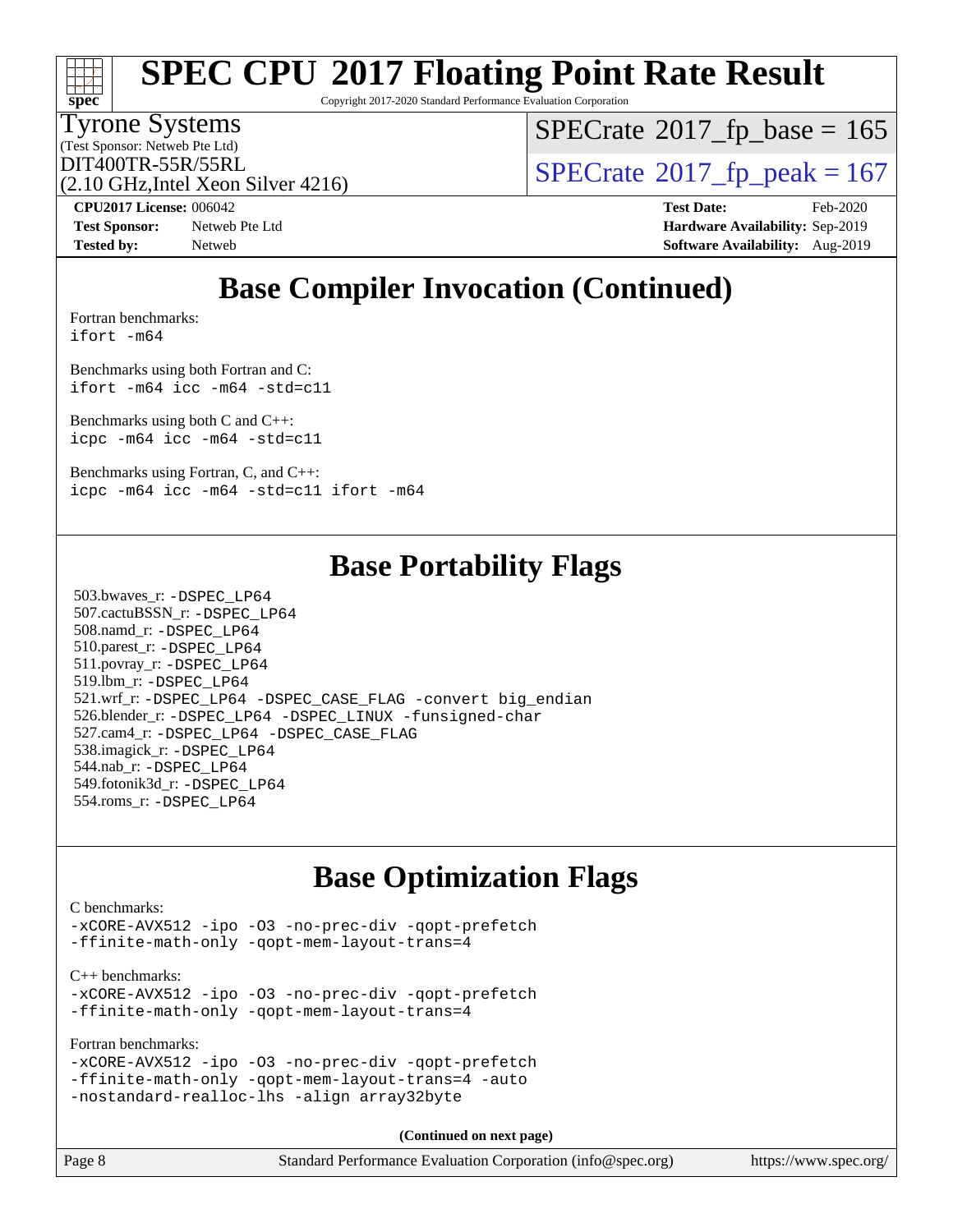# SPEC CPU 2017 Floating Point Rate Result

Copyright 2017-2020 Standard Performance Evaluation Corporation

Tyrone Systems
(Test Sponsor: Netweb Pte Ltd)
DIT400TR-55R/55RL
(2.10 GHz,Intel Xeon Silver 4216)

SPECrate 2017_fp_base = 165
SPECrate 2017_fp_peak = 167

**CPU2017 License:** 006042
**Test Sponsor:** Netweb Pte Ltd
**Tested by:** Netweb

**Test Date:** Feb-2020
**Hardware Availability:** Sep-2019
**Software Availability:** Aug-2019

## Base Compiler Invocation (Continued)

Fortran benchmarks:
```
ifort -m64
```

Benchmarks using both Fortran and C:
```
ifort -m64 icc -m64 -std=c11
```

Benchmarks using both C and C++:
```
icpc -m64 icc -m64 -std=c11
```

Benchmarks using Fortran, C, and C++:
```
icpc -m64 icc -m64 -std=c11 ifort -m64
```

## Base Portability Flags

503.bwaves_r: -DSPEC_LP64
507.cactuBSSN_r: -DSPEC_LP64
508.namd_r: -DSPEC_LP64
510.parest_r: -DSPEC_LP64
511.povray_r: -DSPEC_LP64
519.lbm_r: -DSPEC_LP64
521.wrf_r: -DSPEC_LP64 -DSPEC_CASE_FLAG -convert big_endian
526.blender_r: -DSPEC_LP64 -DSPEC_LINUX -funsigned-char
527.cam4_r: -DSPEC_LP64 -DSPEC_CASE_FLAG
538.imagick_r: -DSPEC_LP64
544.nab_r: -DSPEC_LP64
549.fotonik3d_r: -DSPEC_LP64
554.roms_r: -DSPEC_LP64

## Base Optimization Flags

C benchmarks:
```
-xCORE-AVX512 -ipo -O3 -no-prec-div -qopt-prefetch
-ffinite-math-only -qopt-mem-layout-trans=4
```

C++ benchmarks:
```
-xCORE-AVX512 -ipo -O3 -no-prec-div -qopt-prefetch
-ffinite-math-only -qopt-mem-layout-trans=4
```

Fortran benchmarks:
```
-xCORE-AVX512 -ipo -O3 -no-prec-div -qopt-prefetch
-ffinite-math-only -qopt-mem-layout-trans=4 -auto
-nostandard-realloc-lhs -align array32byte
```

**(Continued on next page)**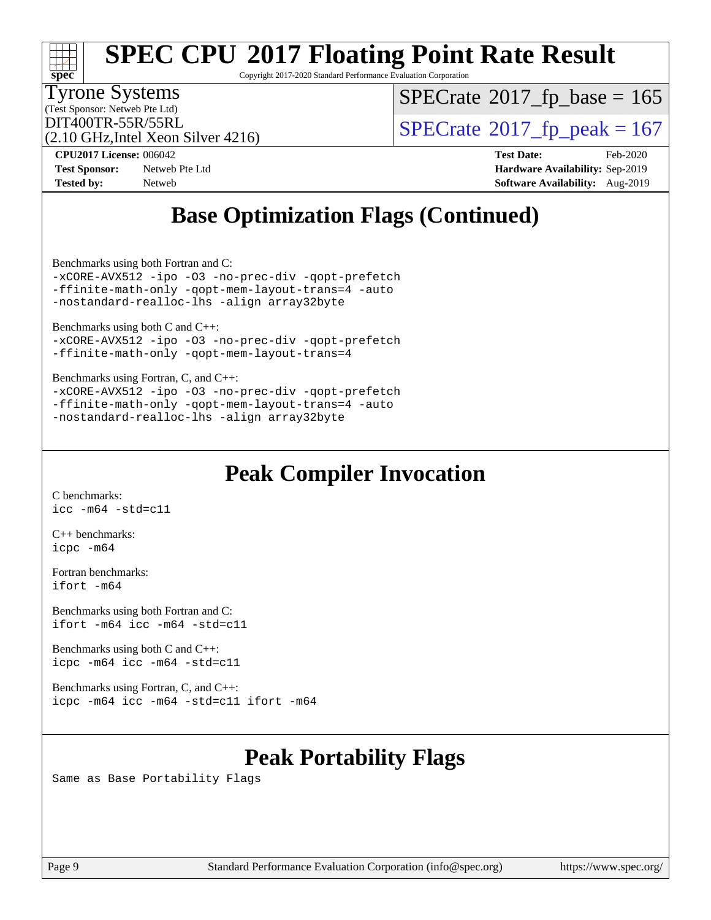# Base Optimization Flags (Continued)

Benchmarks using both Fortran and C:
```
-xCORE-AVX512 -ipo -O3 -no-prec-div -qopt-prefetch
-ffinite-math-only -qopt-mem-layout-trans=4 -auto
-nostandard-realloc-lhs -align array32byte
```

Benchmarks using both C and C++:
```
-xCORE-AVX512 -ipo -O3 -no-prec-div -qopt-prefetch
-ffinite-math-only -qopt-mem-layout-trans=4
```

Benchmarks using Fortran, C, and C++:
```
-xCORE-AVX512 -ipo -O3 -no-prec-div -qopt-prefetch
-ffinite-math-only -qopt-mem-layout-trans=4 -auto
-nostandard-realloc-lhs -align array32byte
```

# Peak Compiler Invocation

C benchmarks:
```
icc -m64 -std=c11
```

C++ benchmarks:
```
icpc -m64
```

Fortran benchmarks:
```
ifort -m64
```

Benchmarks using both Fortran and C:
```
ifort -m64 icc -m64 -std=c11
```

Benchmarks using both C and C++:
```
icpc -m64 icc -m64 -std=c11
```

Benchmarks using Fortran, C, and C++:
```
icpc -m64 icc -m64 -std=c11 ifort -m64
```

# Peak Portability Flags

Same as Base Portability Flags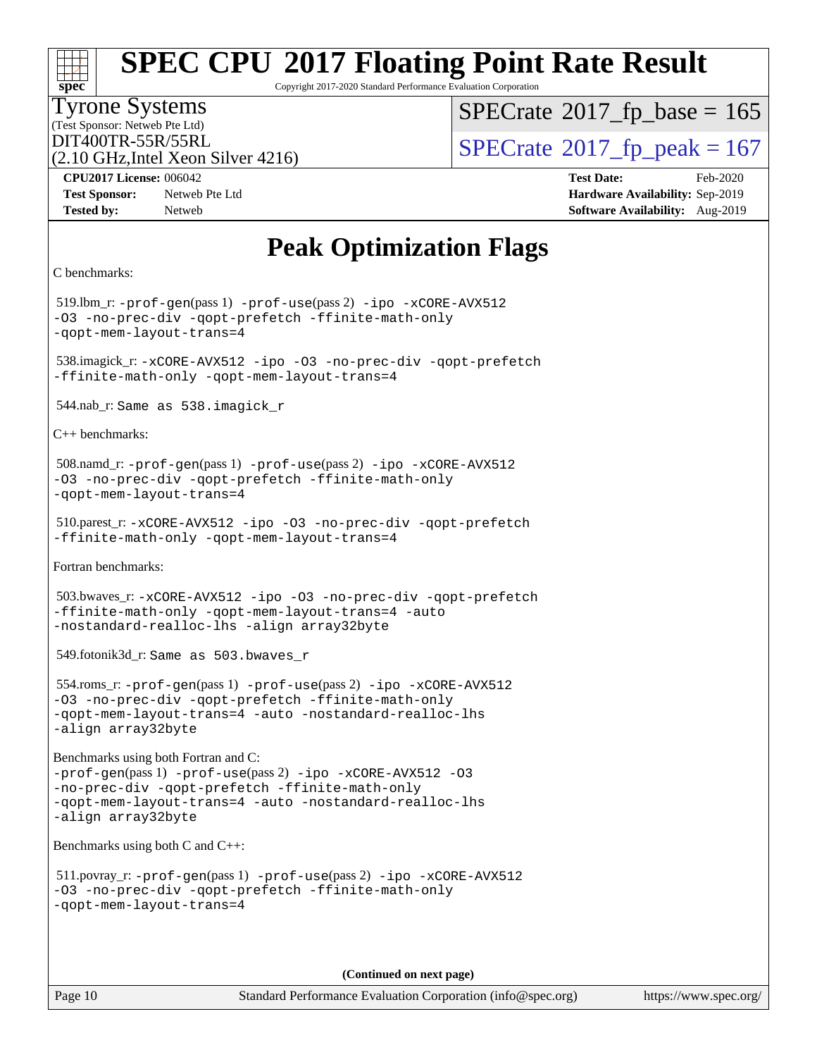# Peak Optimization Flags

C benchmarks:

519.lbm_r: `-prof-gen`(pass 1) `-prof-use`(pass 2) `-ipo -xCORE-AVX512 -O3 -no-prec-div -qopt-prefetch -ffinite-math-only -qopt-mem-layout-trans=4`

538.imagick_r: `-xCORE-AVX512 -ipo -O3 -no-prec-div -qopt-prefetch -ffinite-math-only -qopt-mem-layout-trans=4`

544.nab_r: `Same as 538.imagick_r`

C++ benchmarks:

508.namd_r: `-prof-gen`(pass 1) `-prof-use`(pass 2) `-ipo -xCORE-AVX512 -O3 -no-prec-div -qopt-prefetch -ffinite-math-only -qopt-mem-layout-trans=4`

510.parest_r: `-xCORE-AVX512 -ipo -O3 -no-prec-div -qopt-prefetch -ffinite-math-only -qopt-mem-layout-trans=4`

Fortran benchmarks:

503.bwaves_r: `-xCORE-AVX512 -ipo -O3 -no-prec-div -qopt-prefetch -ffinite-math-only -qopt-mem-layout-trans=4 -auto -nostandard-realloc-lhs -align array32byte`

549.fotonik3d_r: `Same as 503.bwaves_r`

554.roms_r: `-prof-gen`(pass 1) `-prof-use`(pass 2) `-ipo -xCORE-AVX512 -O3 -no-prec-div -qopt-prefetch -ffinite-math-only -qopt-mem-layout-trans=4 -auto -nostandard-realloc-lhs -align array32byte`

Benchmarks using both Fortran and C:
`-prof-gen`(pass 1) `-prof-use`(pass 2) `-ipo -xCORE-AVX512 -O3 -no-prec-div -qopt-prefetch -ffinite-math-only -qopt-mem-layout-trans=4 -auto -nostandard-realloc-lhs -align array32byte`

Benchmarks using both C and C++:

511.povray_r: `-prof-gen`(pass 1) `-prof-use`(pass 2) `-ipo -xCORE-AVX512 -O3 -no-prec-div -qopt-prefetch -ffinite-math-only -qopt-mem-layout-trans=4`

**(Continued on next page)**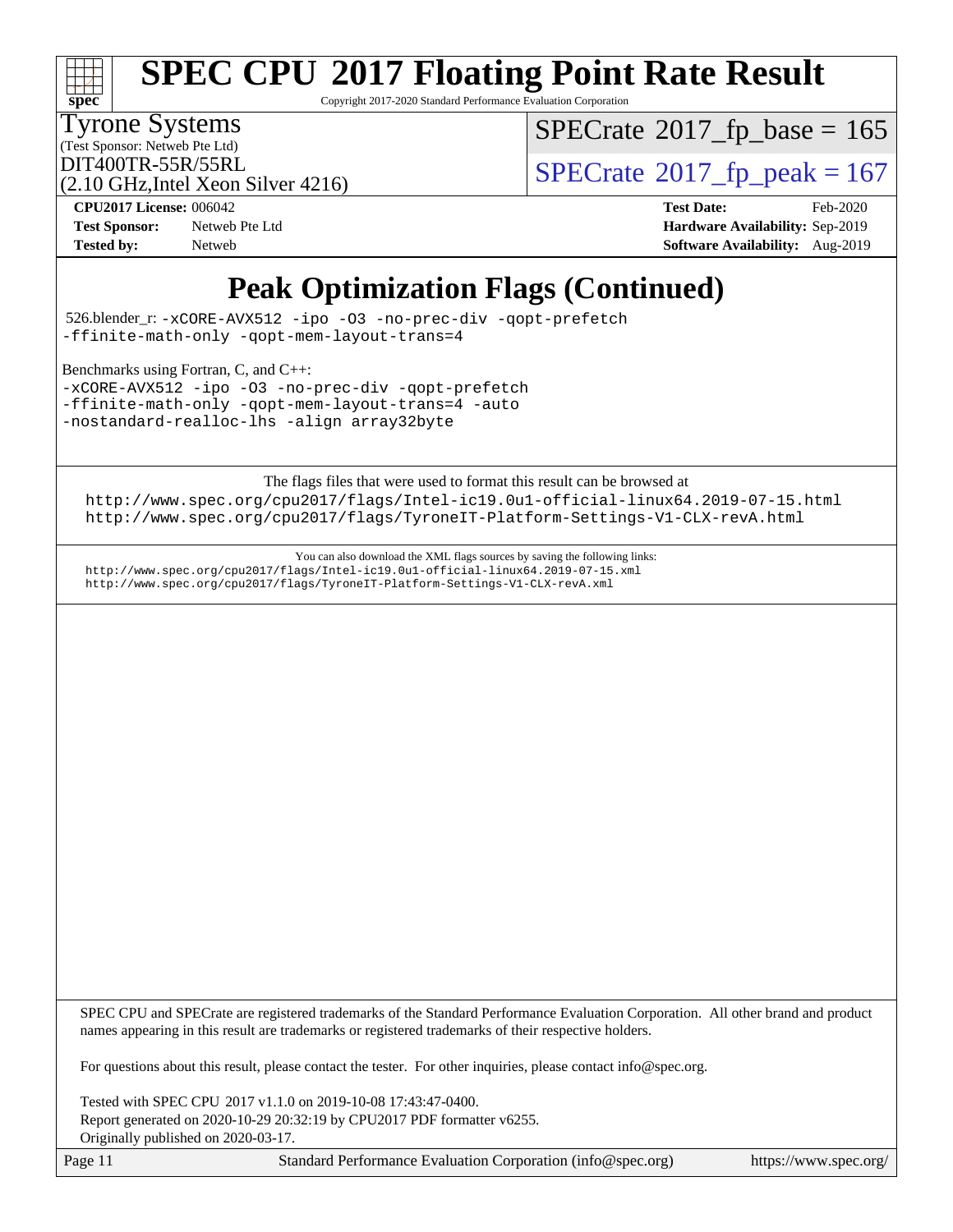# Peak Optimization Flags (Continued)

526.blender_r: -xCORE-AVX512 -ipo -O3 -no-prec-div -qopt-prefetch -ffinite-math-only -qopt-mem-layout-trans=4

Benchmarks using Fortran, C, and C++:
-xCORE-AVX512 -ipo -O3 -no-prec-div -qopt-prefetch -ffinite-math-only -qopt-mem-layout-trans=4 -auto -nostandard-realloc-lhs -align array32byte

The flags files that were used to format this result can be browsed at
http://www.spec.org/cpu2017/flags/Intel-ic19.0u1-official-linux64.2019-07-15.html
http://www.spec.org/cpu2017/flags/TyroneIT-Platform-Settings-V1-CLX-revA.html

You can also download the XML flags sources by saving the following links:
http://www.spec.org/cpu2017/flags/Intel-ic19.0u1-official-linux64.2019-07-15.xml
http://www.spec.org/cpu2017/flags/TyroneIT-Platform-Settings-V1-CLX-revA.xml

SPEC CPU and SPECrate are registered trademarks of the Standard Performance Evaluation Corporation. All other brand and product names appearing in this result are trademarks or registered trademarks of their respective holders.

For questions about this result, please contact the tester. For other inquiries, please contact info@spec.org.

Tested with SPEC CPU 2017 v1.1.0 on 2019-10-08 17:43:47-0400.
Report generated on 2020-10-29 20:32:19 by CPU2017 PDF formatter v6255.
Originally published on 2020-03-17.